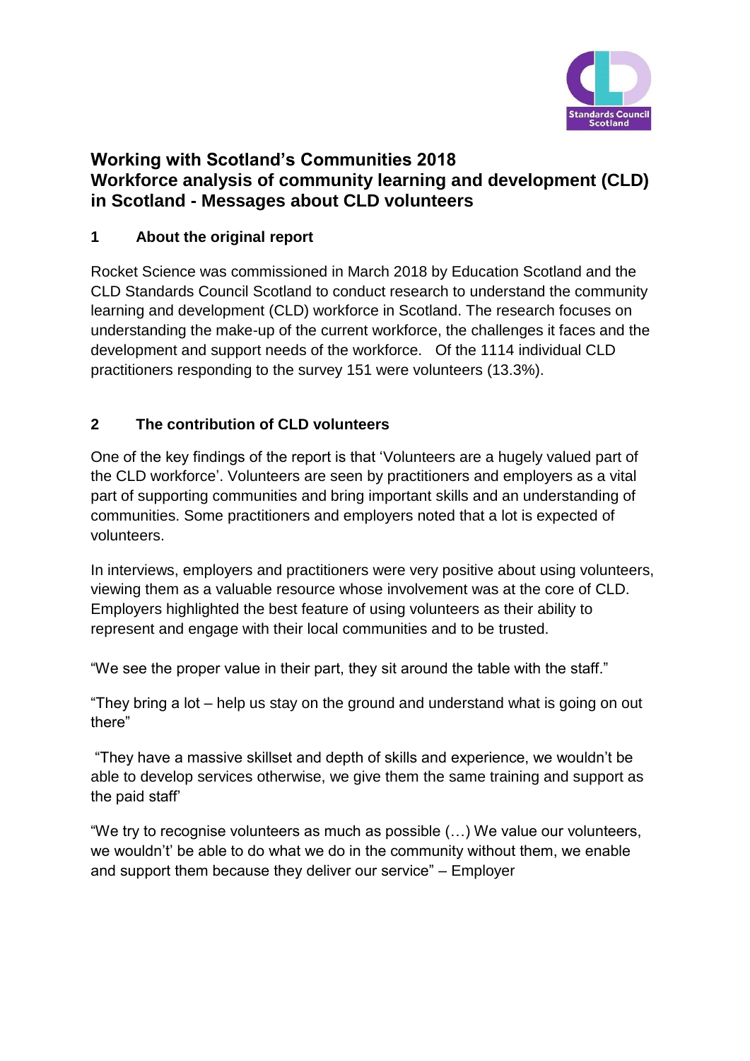# Working with Scotland's Communities 2018
# Workforce analysis of community learning and development (CLD) in Scotland - Messages about CLD volunteers

## 1 About the original report

Rocket Science was commissioned in March 2018 by Education Scotland and the CLD Standards Council Scotland to conduct research to understand the community learning and development (CLD) workforce in Scotland. The research focuses on understanding the make-up of the current workforce, the challenges it faces and the development and support needs of the workforce. Of the 1114 individual CLD practitioners responding to the survey 151 were volunteers (13.3%).

## 2 The contribution of CLD volunteers

One of the key findings of the report is that 'Volunteers are a hugely valued part of the CLD workforce'. Volunteers are seen by practitioners and employers as a vital part of supporting communities and bring important skills and an understanding of communities. Some practitioners and employers noted that a lot is expected of volunteers.

In interviews, employers and practitioners were very positive about using volunteers, viewing them as a valuable resource whose involvement was at the core of CLD. Employers highlighted the best feature of using volunteers as their ability to represent and engage with their local communities and to be trusted.

"We see the proper value in their part, they sit around the table with the staff."

"They bring a lot – help us stay on the ground and understand what is going on out there"

"They have a massive skillset and depth of skills and experience, we wouldn't be able to develop services otherwise, we give them the same training and support as the paid staff'

"We try to recognise volunteers as much as possible (…) We value our volunteers, we wouldn't' be able to do what we do in the community without them, we enable and support them because they deliver our service" – Employer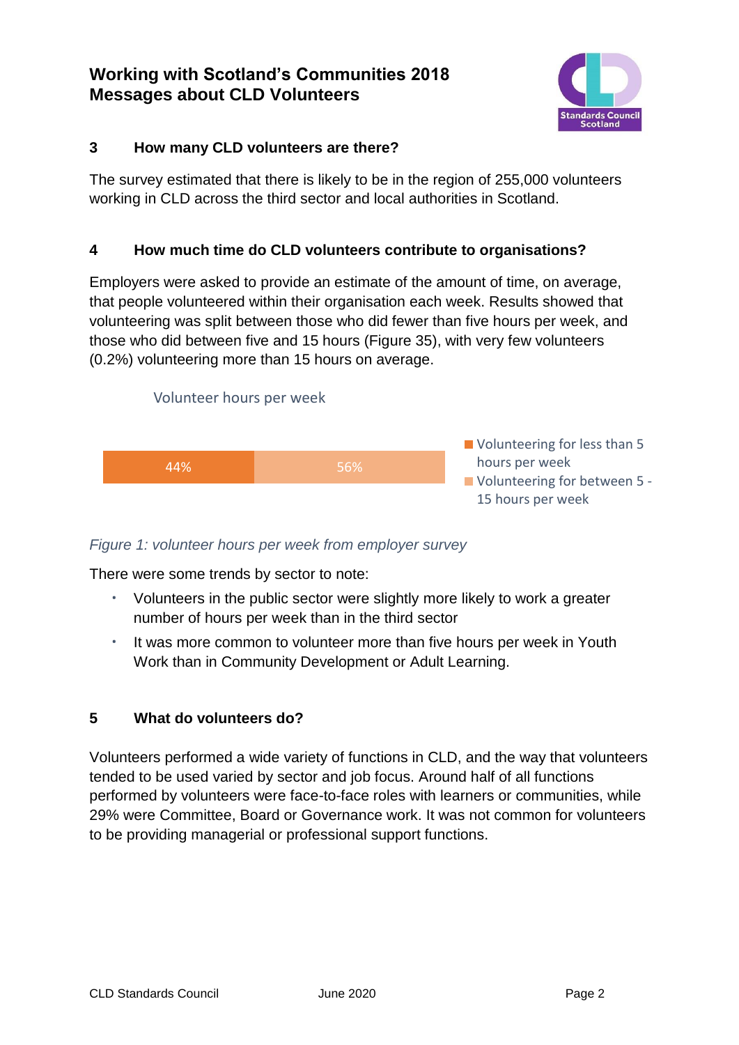## 3 How many CLD volunteers are there?

The survey estimated that there is likely to be in the region of 255,000 volunteers working in CLD across the third sector and local authorities in Scotland.

## 4 How much time do CLD volunteers contribute to organisations?

Employers were asked to provide an estimate of the amount of time, on average, that people volunteered within their organisation each week. Results showed that volunteering was split between those who did fewer than five hours per week, and those who did between five and 15 hours (Figure 35), with very few volunteers (0.2%) volunteering more than 15 hours on average.

Volunteer hours per week

| Volunteering for less than 5 hours per week | Volunteering for between 5 - 15 hours per week |
|---|---|
| 44% | 56% |

*Figure 1: volunteer hours per week from employer survey*

There were some trends by sector to note:

- Volunteers in the public sector were slightly more likely to work a greater number of hours per week than in the third sector
- It was more common to volunteer more than five hours per week in Youth Work than in Community Development or Adult Learning.

## 5 What do volunteers do?

Volunteers performed a wide variety of functions in CLD, and the way that volunteers tended to be used varied by sector and job focus. Around half of all functions performed by volunteers were face-to-face roles with learners or communities, while 29% were Committee, Board or Governance work. It was not common for volunteers to be providing managerial or professional support functions.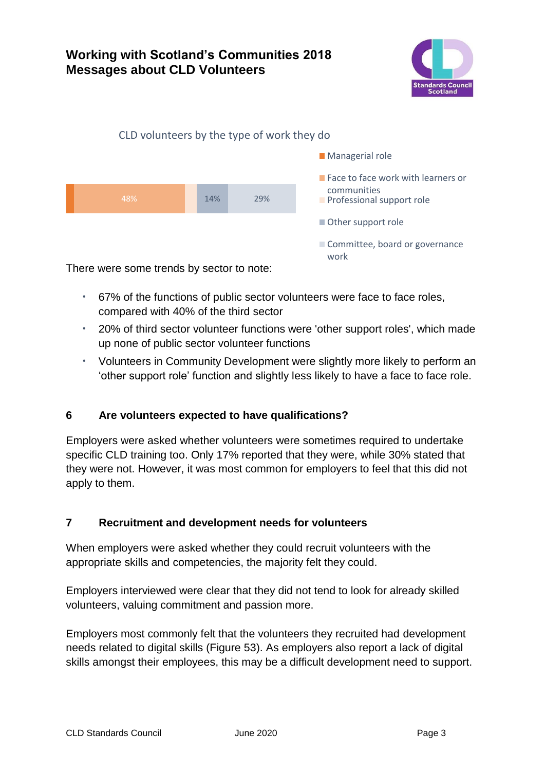# Working with Scotland's Communities 2018
# Messages about CLD Volunteers

CLD volunteers by the type of work they do

| Type of work | Percentage |
|---|---|
| Managerial role | |
| Face to face work with learners or communities | 48% |
| Professional support role | |
| Other support role | 14% |
| Committee, board or governance work | 29% |

There were some trends by sector to note:

- 67% of the functions of public sector volunteers were face to face roles, compared with 40% of the third sector
- 20% of third sector volunteer functions were 'other support roles', which made up none of public sector volunteer functions
- Volunteers in Community Development were slightly more likely to perform an 'other support role' function and slightly less likely to have a face to face role.

## 6 Are volunteers expected to have qualifications?

Employers were asked whether volunteers were sometimes required to undertake specific CLD training too. Only 17% reported that they were, while 30% stated that they were not. However, it was most common for employers to feel that this did not apply to them.

## 7 Recruitment and development needs for volunteers

When employers were asked whether they could recruit volunteers with the appropriate skills and competencies, the majority felt they could.

Employers interviewed were clear that they did not tend to look for already skilled volunteers, valuing commitment and passion more.

Employers most commonly felt that the volunteers they recruited had development needs related to digital skills (Figure 53). As employers also report a lack of digital skills amongst their employees, this may be a difficult development need to support.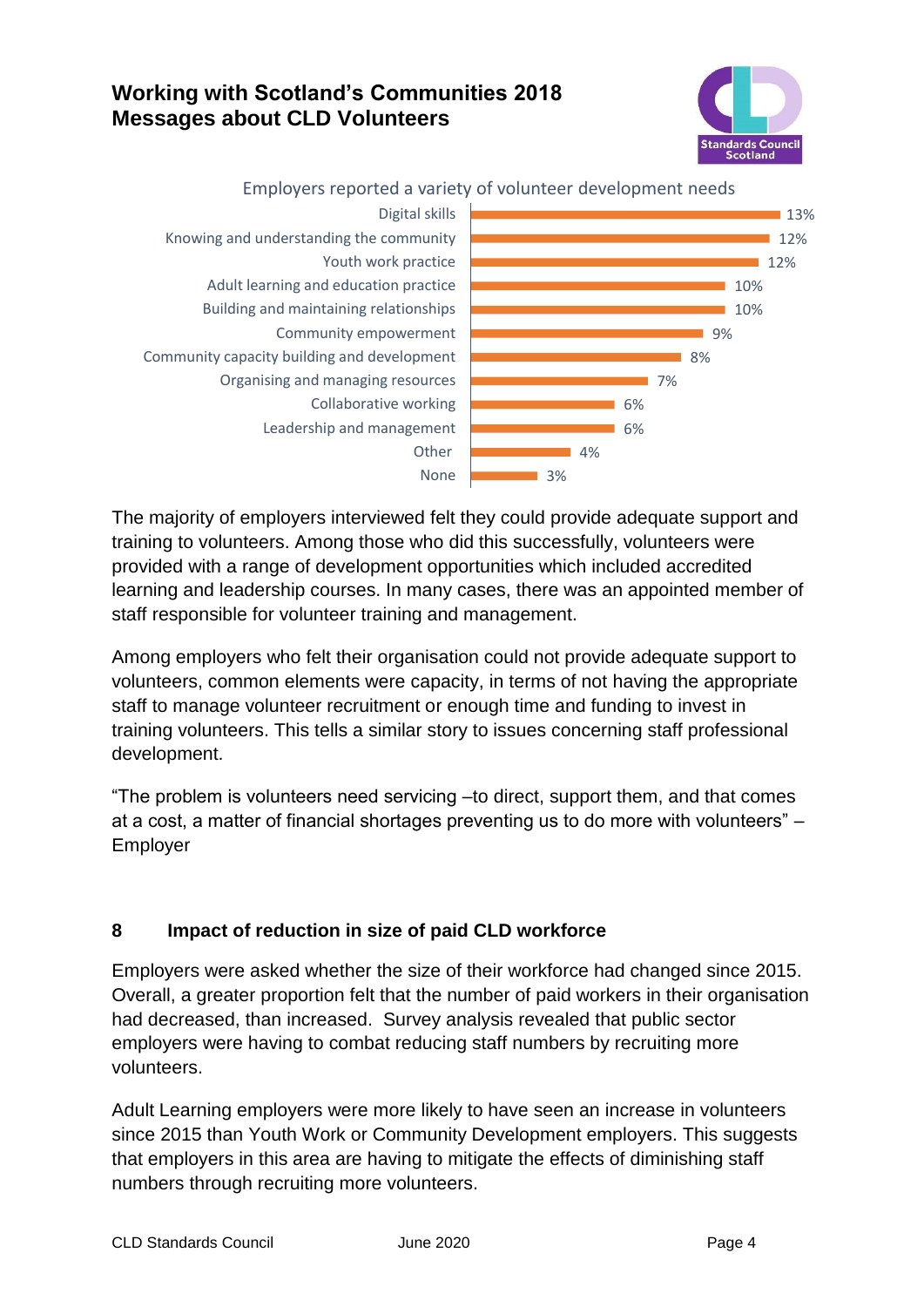# Working with Scotland's Communities 2018
# Messages about CLD Volunteers

Employers reported a variety of volunteer development needs

| Development need | % |
|---|---|
| Digital skills | 13% |
| Knowing and understanding the community | 12% |
| Youth work practice | 12% |
| Adult learning and education practice | 10% |
| Building and maintaining relationships | 10% |
| Community empowerment | 9% |
| Community capacity building and development | 8% |
| Organising and managing resources | 7% |
| Collaborative working | 6% |
| Leadership and management | 6% |
| Other | 4% |
| None | 3% |

The majority of employers interviewed felt they could provide adequate support and training to volunteers. Among those who did this successfully, volunteers were provided with a range of development opportunities which included accredited learning and leadership courses. In many cases, there was an appointed member of staff responsible for volunteer training and management.

Among employers who felt their organisation could not provide adequate support to volunteers, common elements were capacity, in terms of not having the appropriate staff to manage volunteer recruitment or enough time and funding to invest in training volunteers. This tells a similar story to issues concerning staff professional development.

"The problem is volunteers need servicing –to direct, support them, and that comes at a cost, a matter of financial shortages preventing us to do more with volunteers" – Employer

## 8 Impact of reduction in size of paid CLD workforce

Employers were asked whether the size of their workforce had changed since 2015. Overall, a greater proportion felt that the number of paid workers in their organisation had decreased, than increased. Survey analysis revealed that public sector employers were having to combat reducing staff numbers by recruiting more volunteers.

Adult Learning employers were more likely to have seen an increase in volunteers since 2015 than Youth Work or Community Development employers. This suggests that employers in this area are having to mitigate the effects of diminishing staff numbers through recruiting more volunteers.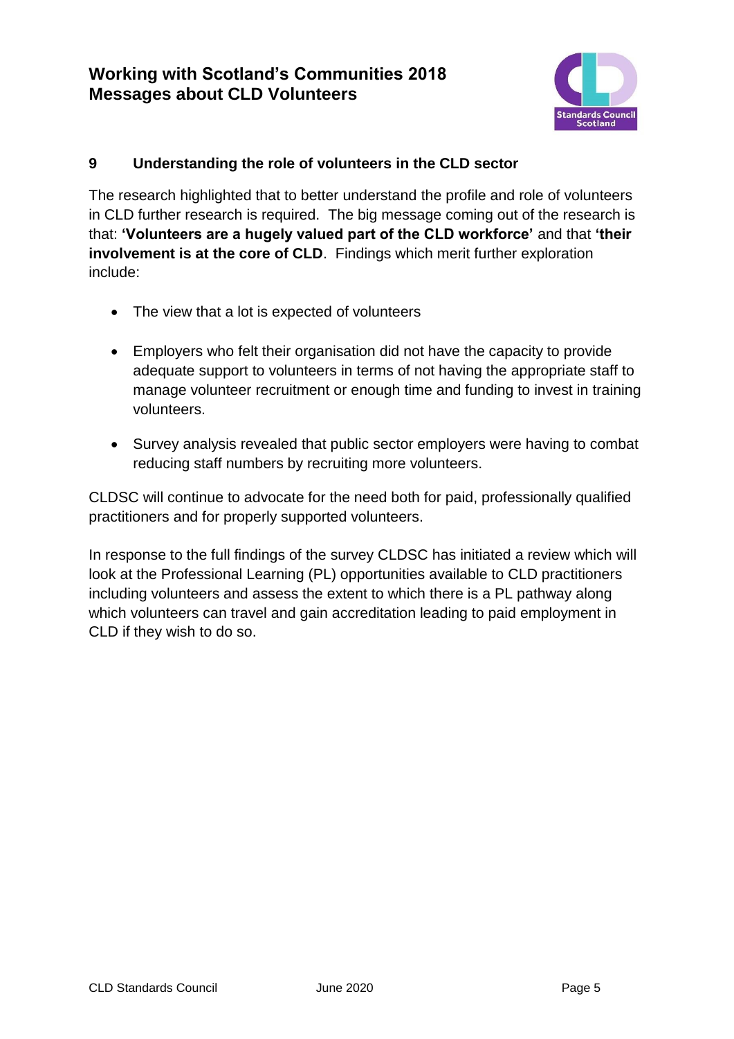## 9 Understanding the role of volunteers in the CLD sector

The research highlighted that to better understand the profile and role of volunteers in CLD further research is required. The big message coming out of the research is that: **'Volunteers are a hugely valued part of the CLD workforce'** and that **'their involvement is at the core of CLD**. Findings which merit further exploration include:

- The view that a lot is expected of volunteers
- Employers who felt their organisation did not have the capacity to provide adequate support to volunteers in terms of not having the appropriate staff to manage volunteer recruitment or enough time and funding to invest in training volunteers.
- Survey analysis revealed that public sector employers were having to combat reducing staff numbers by recruiting more volunteers.

CLDSC will continue to advocate for the need both for paid, professionally qualified practitioners and for properly supported volunteers.

In response to the full findings of the survey CLDSC has initiated a review which will look at the Professional Learning (PL) opportunities available to CLD practitioners including volunteers and assess the extent to which there is a PL pathway along which volunteers can travel and gain accreditation leading to paid employment in CLD if they wish to do so.